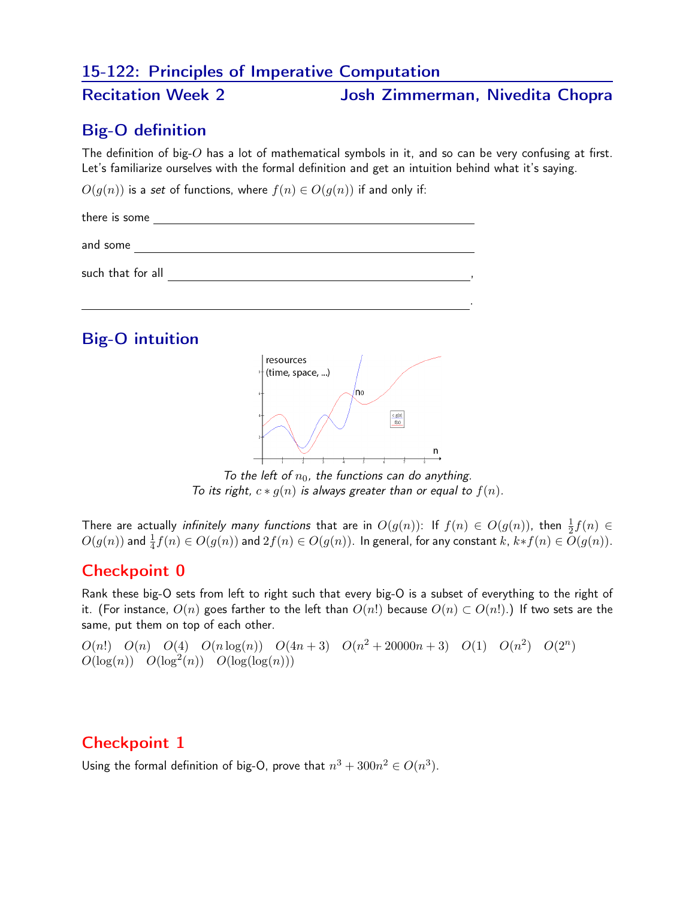# 15-122: Principles of Imperative Computation

## Recitation Week 2 — Josh Zimmerman, Nivedita Chopra

## Big-O definition

The definition of big-$O$ has a lot of mathematical symbols in it, and so can be very confusing at first. Let's familiarize ourselves with the formal definition and get an intuition behind what it's saying.

$O(g(n))$ is a *set* of functions, where $f(n) \in O(g(n))$ if and only if:

there is some \_\_\_\_\_\_\_\_\_\_\_\_\_\_\_\_\_\_\_\_\_\_\_\_\_\_\_\_\_\_\_\_\_\_\_\_\_\_\_\_

and some \_\_\_\_\_\_\_\_\_\_\_\_\_\_\_\_\_\_\_\_\_\_\_\_\_\_\_\_\_\_\_\_\_\_\_\_\_\_\_\_

such that for all \_\_\_\_\_\_\_\_\_\_\_\_\_\_\_\_\_\_\_\_\_\_\_\_\_\_\_\_\_\_\_\_\_\_\_\_\_\_\_\_,

\_\_\_\_\_\_\_\_\_\_\_\_\_\_\_\_\_\_\_\_\_\_\_\_\_\_\_\_\_\_\_\_\_\_\_\_\_\_\_\_\_\_\_\_\_\_\_\_\_\_.

## Big-O intuition

*To the left of $n_0$, the functions can do anything.*
*To its right, $c * g(n)$ is always greater than or equal to $f(n)$.*

There are actually *infinitely many functions* that are in $O(g(n))$: If $f(n) \in O(g(n))$, then $\frac{1}{2}f(n) \in O(g(n))$ and $\frac{1}{4}f(n) \in O(g(n))$ and $2f(n) \in O(g(n))$. In general, for any constant $k$, $k * f(n) \in O(g(n))$.

## Checkpoint 0

Rank these big-O sets from left to right such that every big-O is a subset of everything to the right of it. (For instance, $O(n)$ goes farther to the left than $O(n!)$ because $O(n) \subset O(n!)$.) If two sets are the same, put them on top of each other.

$O(n!)$ $O(n)$ $O(4)$ $O(n\log(n))$ $O(4n+3)$ $O(n^2+20000n+3)$ $O(1)$ $O(n^2)$ $O(2^n)$ $O(\log(n))$ $O(\log^2(n))$ $O(\log(\log(n)))$

## Checkpoint 1

Using the formal definition of big-O, prove that $n^3 + 300n^2 \in O(n^3)$.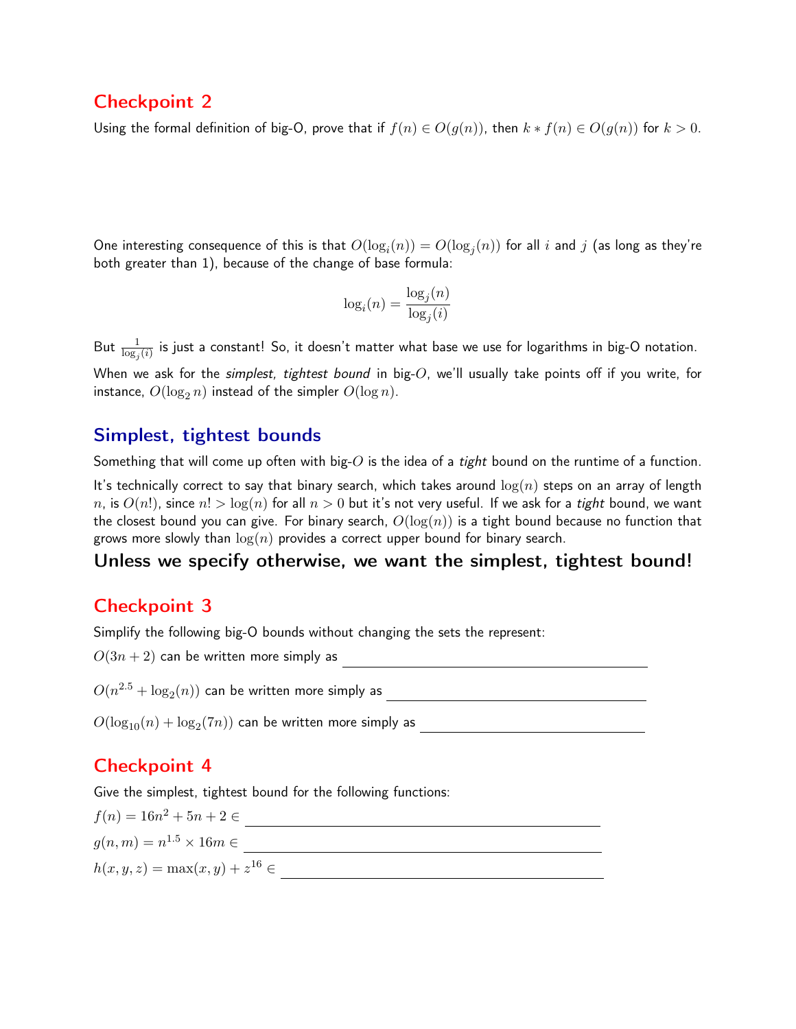## Checkpoint 2

Using the formal definition of big-O, prove that if $f(n) \in O(g(n))$, then $k * f(n) \in O(g(n))$ for $k > 0$.

One interesting consequence of this is that $O(\log_i(n)) = O(\log_j(n))$ for all $i$ and $j$ (as long as they're both greater than 1), because of the change of base formula:

$$\log_i(n) = \frac{\log_j(n)}{\log_j(i)}$$

But $\frac{1}{\log_j(i)}$ is just a constant! So, it doesn't matter what base we use for logarithms in big-O notation.

When we ask for the *simplest, tightest bound* in big-$O$, we'll usually take points off if you write, for instance, $O(\log_2 n)$ instead of the simpler $O(\log n)$.

## Simplest, tightest bounds

Something that will come up often with big-$O$ is the idea of a *tight* bound on the runtime of a function.

It's technically correct to say that binary search, which takes around $\log(n)$ steps on an array of length $n$, is $O(n!)$, since $n! > \log(n)$ for all $n > 0$ but it's not very useful. If we ask for a *tight* bound, we want the closest bound you can give. For binary search, $O(\log(n))$ is a tight bound because no function that grows more slowly than $\log(n)$ provides a correct upper bound for binary search.

### Unless we specify otherwise, we want the simplest, tightest bound!

## Checkpoint 3

Simplify the following big-O bounds without changing the sets the represent:

$O(3n + 2)$ can be written more simply as \_\_\_\_\_\_\_\_\_\_\_\_\_\_\_\_\_\_\_\_\_\_\_\_

$O(n^{2.5} + \log_2(n))$ can be written more simply as \_\_\_\_\_\_\_\_\_\_\_\_\_\_\_\_\_\_\_\_\_\_\_\_

$O(\log_{10}(n) + \log_2(7n))$ can be written more simply as \_\_\_\_\_\_\_\_\_\_\_\_\_\_\_\_\_\_\_\_\_\_\_\_

## Checkpoint 4

Give the simplest, tightest bound for the following functions:

$f(n) = 16n^2 + 5n + 2 \in$ \_\_\_\_\_\_\_\_\_\_\_\_\_\_\_\_\_\_\_\_\_\_\_\_

$g(n, m) = n^{1.5} \times 16m \in$ \_\_\_\_\_\_\_\_\_\_\_\_\_\_\_\_\_\_\_\_\_\_\_\_

$h(x, y, z) = \max(x, y) + z^{16} \in$ \_\_\_\_\_\_\_\_\_\_\_\_\_\_\_\_\_\_\_\_\_\_\_\_